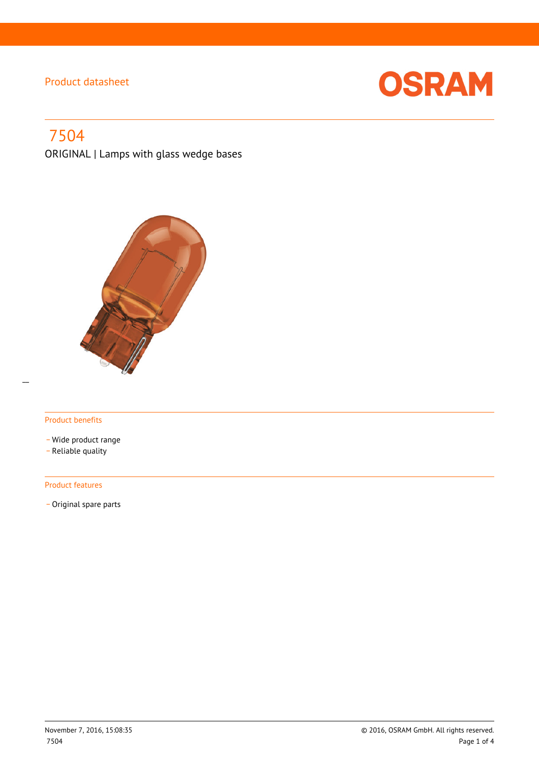Product datasheet

# 7504

ORIGINAL | Lamps with glass wedge bases

## Product benefits

- Wide product range
- Reliable quality

## Product features

- Original spare parts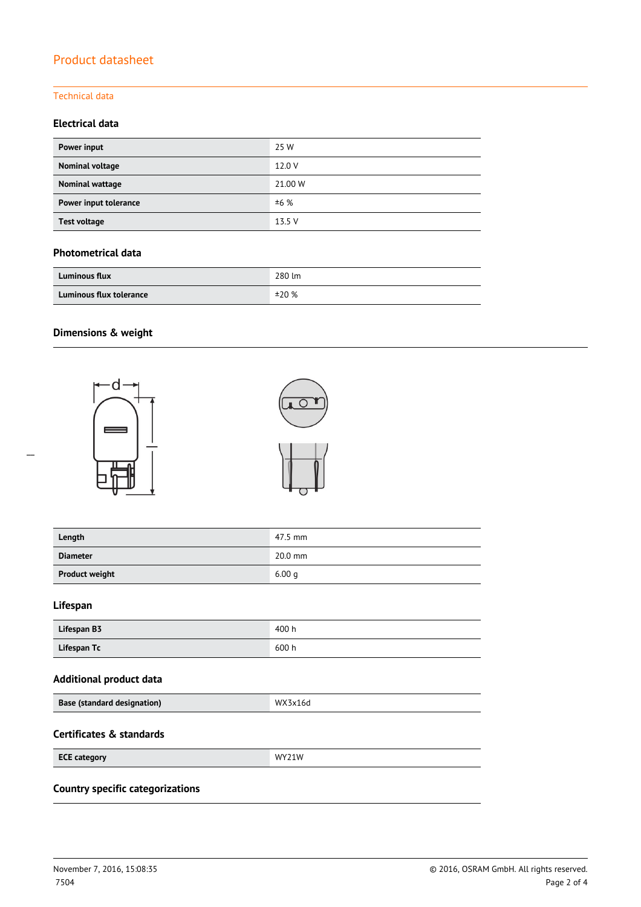# Product datasheet

## Technical data

### Electrical data

| | |
|---|---|
| **Power input** | 25 W |
| **Nominal voltage** | 12.0 V |
| **Nominal wattage** | 21.00 W |
| **Power input tolerance** | ±6 % |
| **Test voltage** | 13.5 V |

### Photometrical data

| | |
|---|---|
| **Luminous flux** | 280 lm |
| **Luminous flux tolerance** | ±20 % |

### Dimensions & weight

| | |
|---|---|
| **Length** | 47.5 mm |
| **Diameter** | 20.0 mm |
| **Product weight** | 6.00 g |

### Lifespan

| | |
|---|---|
| **Lifespan B3** | 400 h |
| **Lifespan Tc** | 600 h |

### Additional product data

| | |
|---|---|
| **Base (standard designation)** | WX3x16d |

### Certificates & standards

| | |
|---|---|
| **ECE category** | WY21W |

### Country specific categorizations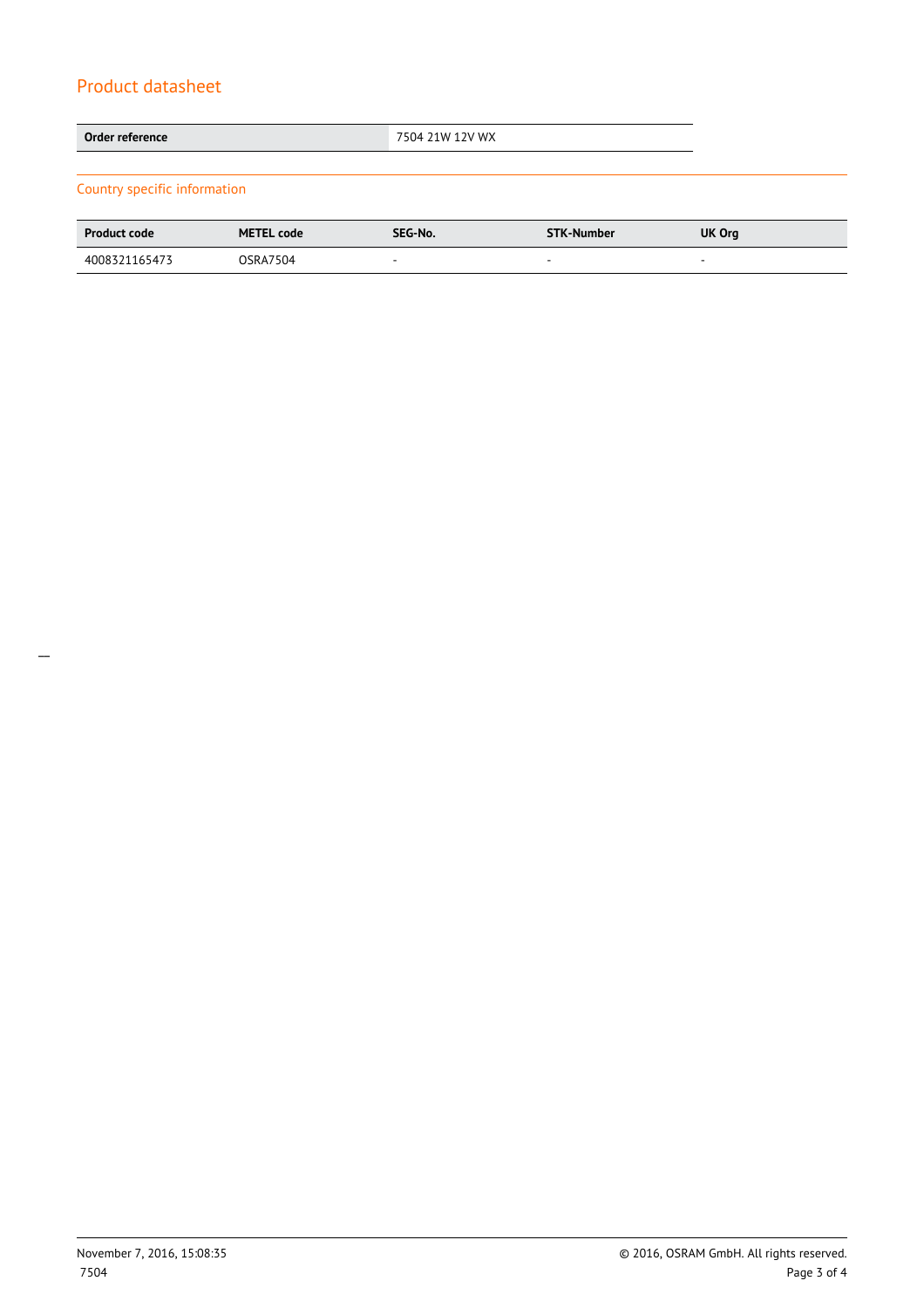## Product datasheet

| Order reference | 7504 21W 12V WX |
|---|---|

### Country specific information

| Product code | METEL code | SEG-No. | STK-Number | UK Org |
|---|---|---|---|---|
| 4008321165473 | OSRA7504 | - | - | - |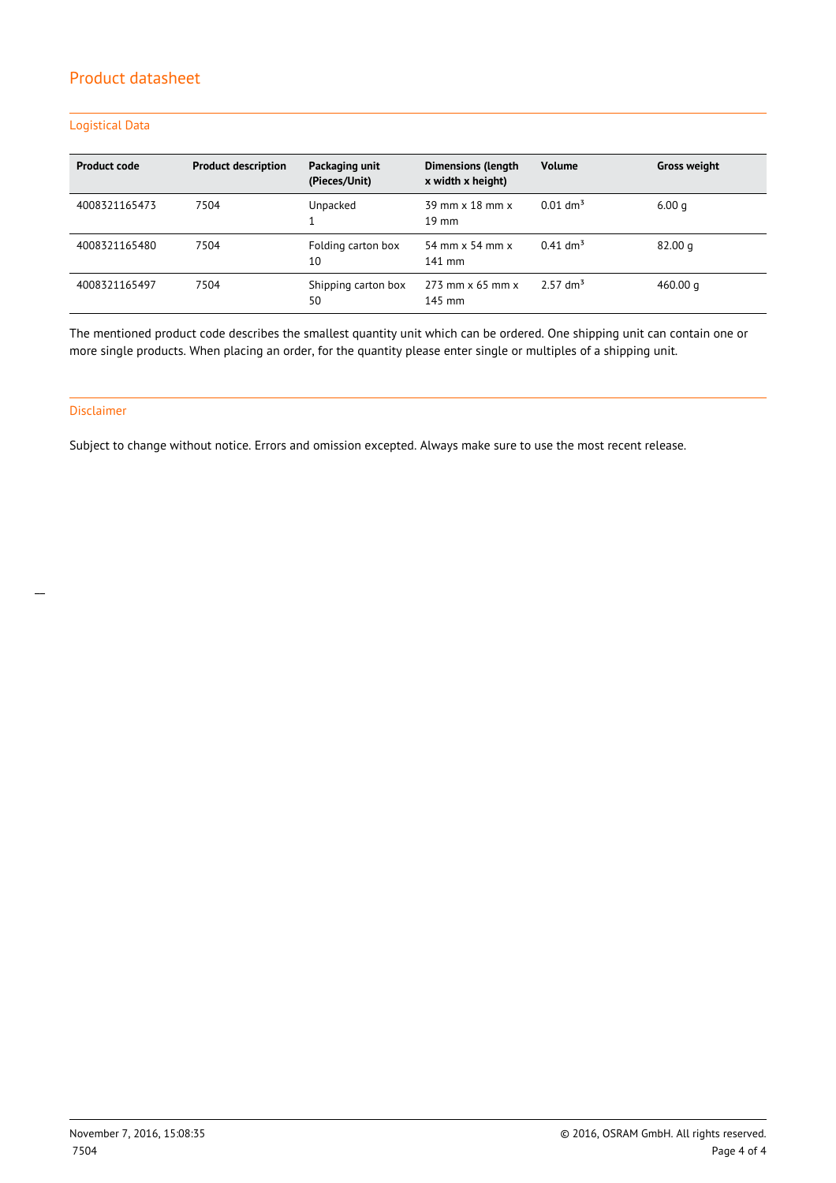## Logistical Data

| Product code | Product description | Packaging unit (Pieces/Unit) | Dimensions (length x width x height) | Volume | Gross weight |
|---|---|---|---|---|---|
| 4008321165473 | 7504 | Unpacked 1 | 39 mm x 18 mm x 19 mm | 0.01 $dm^3$ | 6.00 g |
| 4008321165480 | 7504 | Folding carton box 10 | 54 mm x 54 mm x 141 mm | 0.41 $dm^3$ | 82.00 g |
| 4008321165497 | 7504 | Shipping carton box 50 | 273 mm x 65 mm x 145 mm | 2.57 $dm^3$ | 460.00 g |

The mentioned product code describes the smallest quantity unit which can be ordered. One shipping unit can contain one or more single products. When placing an order, for the quantity please enter single or multiples of a shipping unit.

## Disclaimer

Subject to change without notice. Errors and omission excepted. Always make sure to use the most recent release.